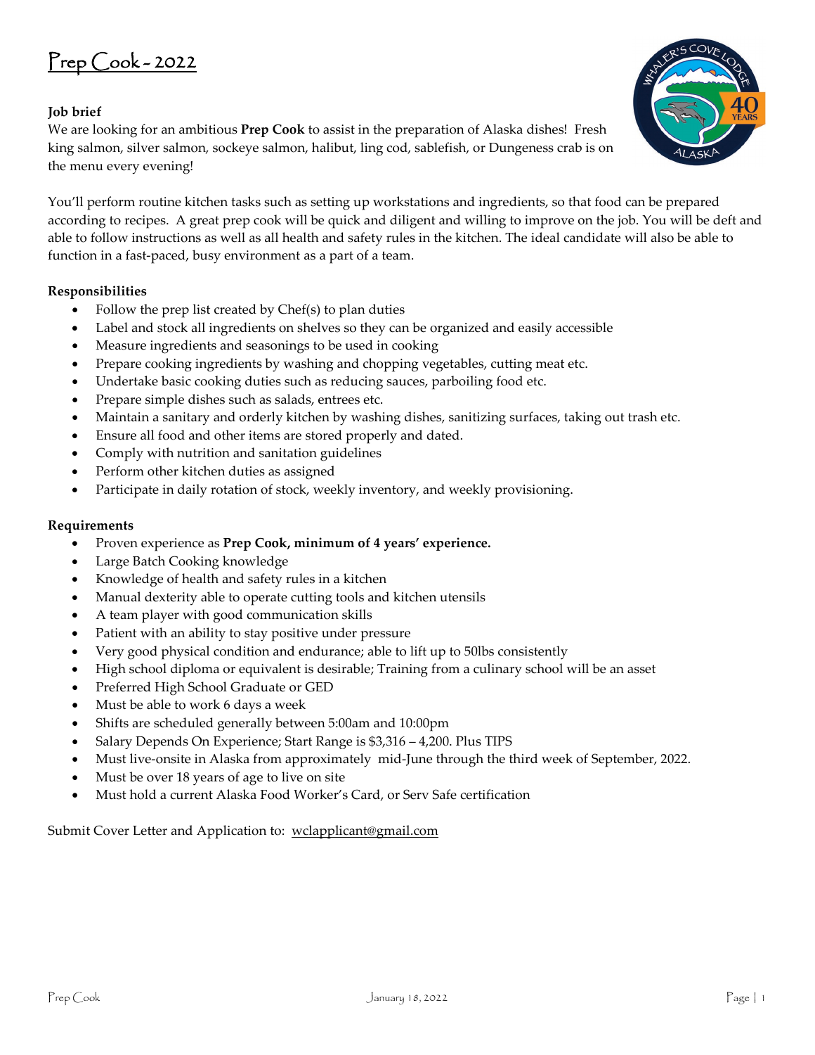# Prep Cook - 2022

**Job brief**

We are looking for an ambitious **Prep Cook** to assist in the preparation of Alaska dishes! Fresh king salmon, silver salmon, sockeye salmon, halibut, ling cod, sablefish, or Dungeness crab is on the menu every evening!

You'll perform routine kitchen tasks such as setting up workstations and ingredients, so that food can be prepared according to recipes. A great prep cook will be quick and diligent and willing to improve on the job. You will be deft and able to follow instructions as well as all health and safety rules in the kitchen. The ideal candidate will also be able to function in a fast-paced, busy environment as a part of a team.

**Responsibilities**

- Follow the prep list created by Chef(s) to plan duties
- Label and stock all ingredients on shelves so they can be organized and easily accessible
- Measure ingredients and seasonings to be used in cooking
- Prepare cooking ingredients by washing and chopping vegetables, cutting meat etc.
- Undertake basic cooking duties such as reducing sauces, parboiling food etc.
- Prepare simple dishes such as salads, entrees etc.
- Maintain a sanitary and orderly kitchen by washing dishes, sanitizing surfaces, taking out trash etc.
- Ensure all food and other items are stored properly and dated.
- Comply with nutrition and sanitation guidelines
- Perform other kitchen duties as assigned
- Participate in daily rotation of stock, weekly inventory, and weekly provisioning.

**Requirements**

- Proven experience as **Prep Cook, minimum of 4 years' experience.**
- Large Batch Cooking knowledge
- Knowledge of health and safety rules in a kitchen
- Manual dexterity able to operate cutting tools and kitchen utensils
- A team player with good communication skills
- Patient with an ability to stay positive under pressure
- Very good physical condition and endurance; able to lift up to 50lbs consistently
- High school diploma or equivalent is desirable; Training from a culinary school will be an asset
- Preferred High School Graduate or GED
- Must be able to work 6 days a week
- Shifts are scheduled generally between 5:00am and 10:00pm
- Salary Depends On Experience; Start Range is $3,316 – 4,200. Plus TIPS
- Must live-onsite in Alaska from approximately mid-June through the third week of September, 2022.
- Must be over 18 years of age to live on site
- Must hold a current Alaska Food Worker's Card, or Serv Safe certification

Submit Cover Letter and Application to: wclapplicant@gmail.com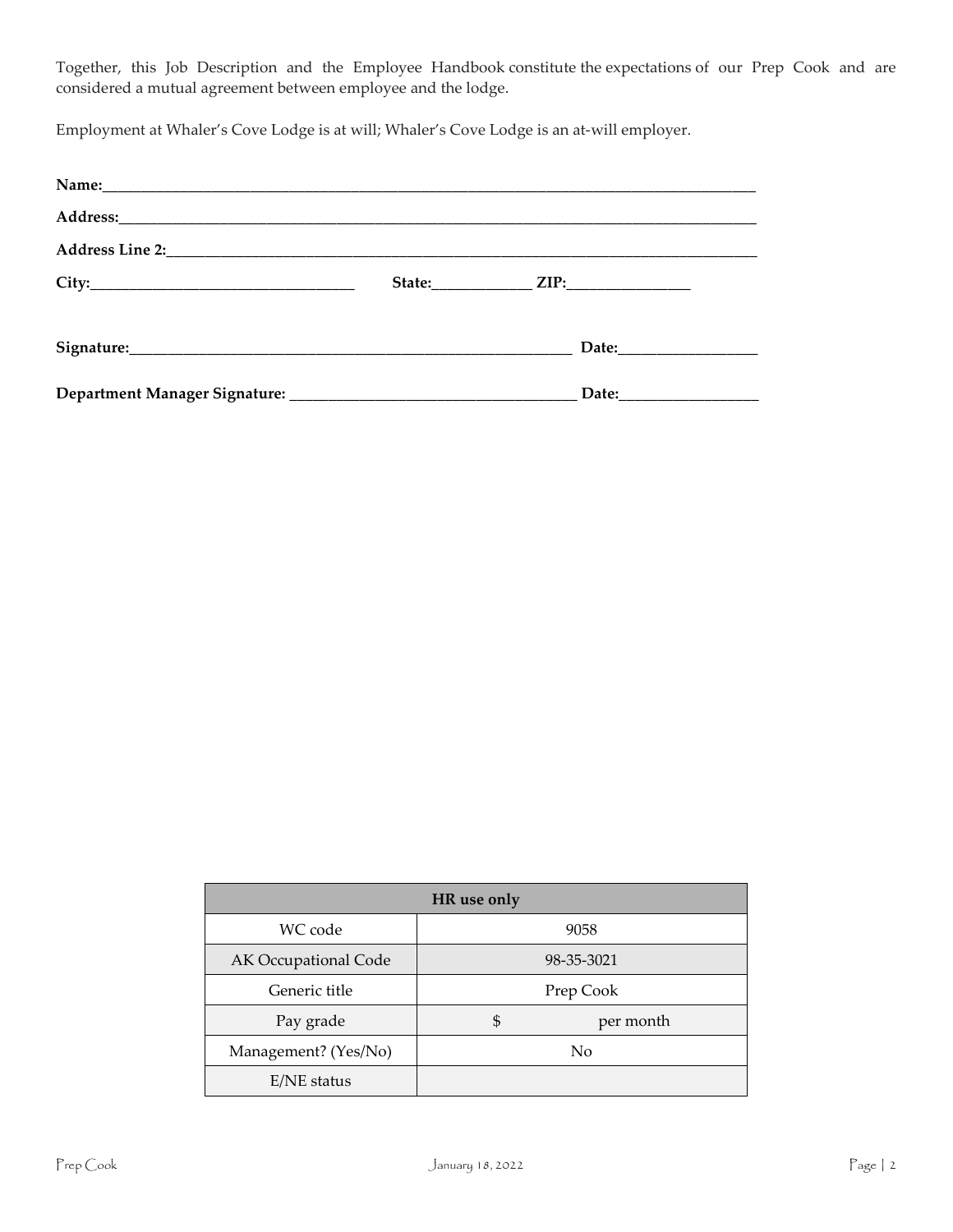Together, this Job Description and the Employee Handbook constitute the expectations of our Prep Cook and are considered a mutual agreement between employee and the lodge.

Employment at Whaler's Cove Lodge is at will; Whaler's Cove Lodge is an at-will employer.

**Name:**_______________________________________________________________________________

**Address:**_____________________________________________________________________________

**Address Line 2:**_______________________________________________________________________

**City:**_________________________________ **State:**____________ **ZIP:**_______________

**Signature:**_______________________________________________________ **Date:**_________________

**Department Manager Signature:** ___________________________________ **Date:**_________________

| HR use only | |
|---|---|
| WC code | 9058 |
| AK Occupational Code | 98-35-3021 |
| Generic title | Prep Cook |
| Pay grade | $ per month |
| Management? (Yes/No) | No |
| E/NE status | |